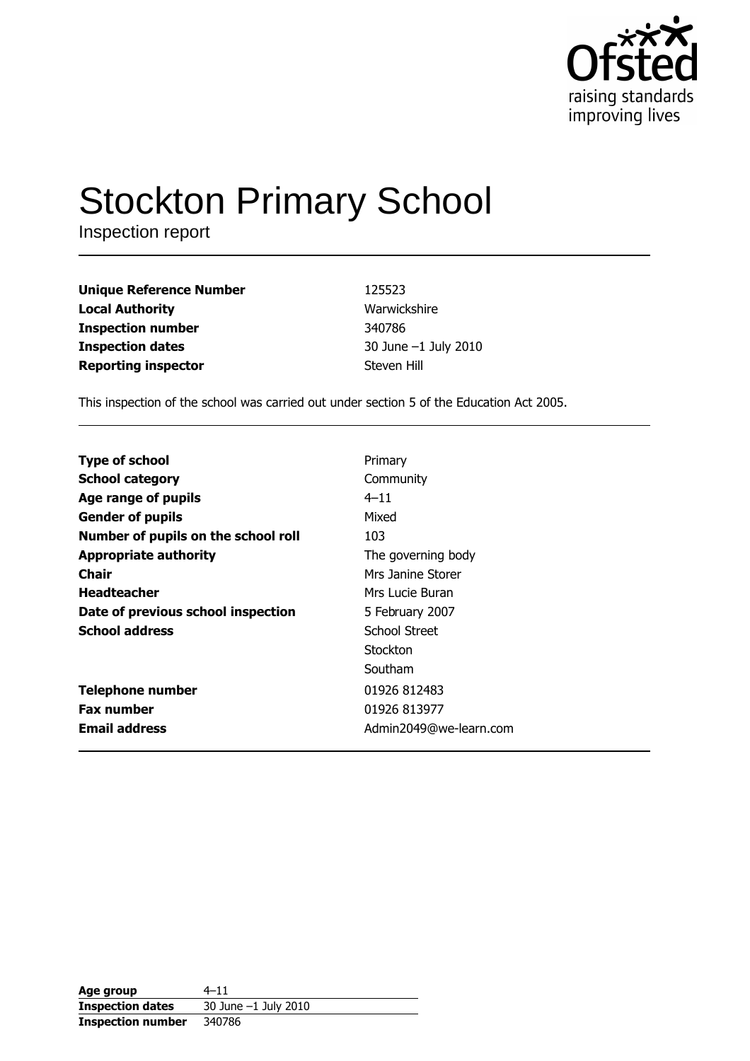Ofsted

raising standards
improving lives

# Stockton Primary School

Inspection report

| | |
|---|---|
| **Unique Reference Number** | 125523 |
| **Local Authority** | Warwickshire |
| **Inspection number** | 340786 |
| **Inspection dates** | 30 June –1 July 2010 |
| **Reporting inspector** | Steven Hill |

This inspection of the school was carried out under section 5 of the Education Act 2005.

| | |
|---|---|
| **Type of school** | Primary |
| **School category** | Community |
| **Age range of pupils** | 4–11 |
| **Gender of pupils** | Mixed |
| **Number of pupils on the school roll** | 103 |
| **Appropriate authority** | The governing body |
| **Chair** | Mrs Janine Storer |
| **Headteacher** | Mrs Lucie Buran |
| **Date of previous school inspection** | 5 February 2007 |
| **School address** | School Street<br>Stockton<br>Southam |
| **Telephone number** | 01926 812483 |
| **Fax number** | 01926 813977 |
| **Email address** | Admin2049@we-learn.com |

| | |
|---|---|
| **Age group** | 4–11 |
| **Inspection dates** | 30 June –1 July 2010 |
| **Inspection number** | 340786 |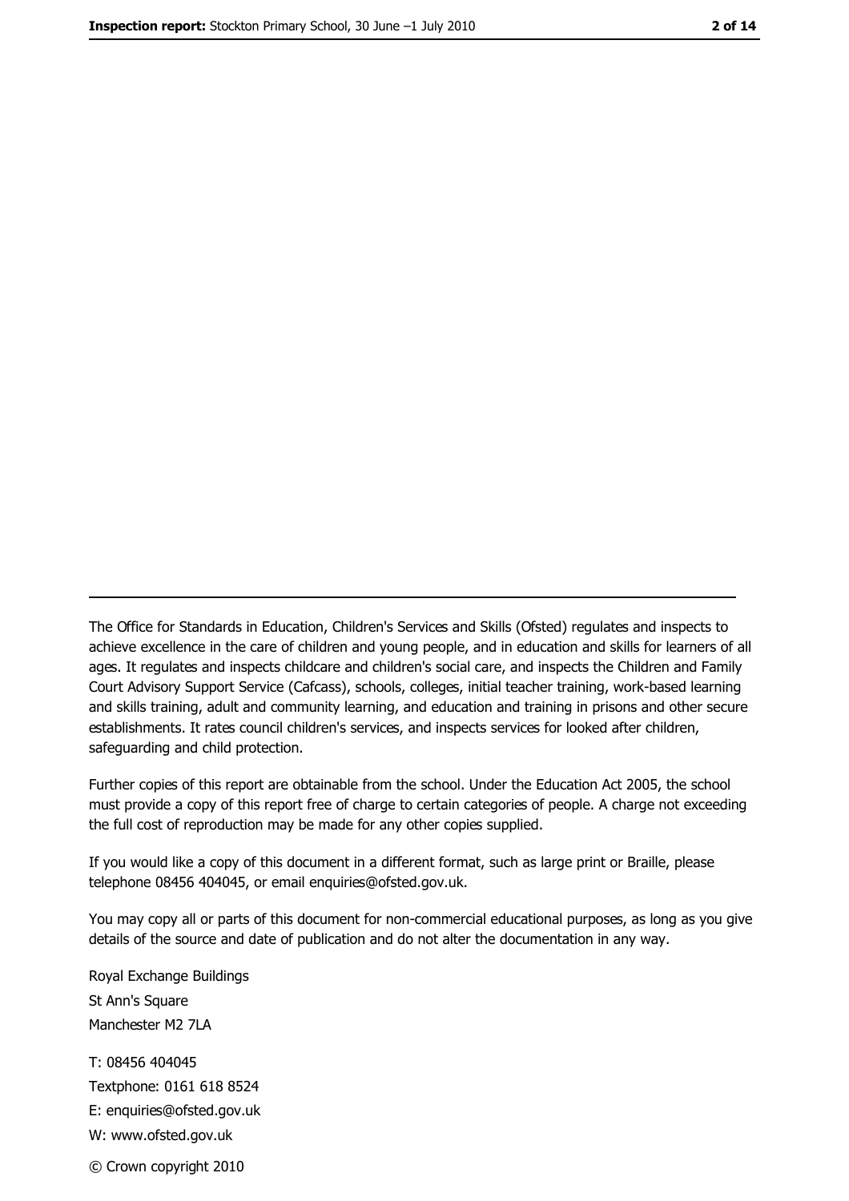The Office for Standards in Education, Children's Services and Skills (Ofsted) regulates and inspects to achieve excellence in the care of children and young people, and in education and skills for learners of all ages. It regulates and inspects childcare and children's social care, and inspects the Children and Family Court Advisory Support Service (Cafcass), schools, colleges, initial teacher training, work-based learning and skills training, adult and community learning, and education and training in prisons and other secure establishments. It rates council children's services, and inspects services for looked after children, safeguarding and child protection.

Further copies of this report are obtainable from the school. Under the Education Act 2005, the school must provide a copy of this report free of charge to certain categories of people. A charge not exceeding the full cost of reproduction may be made for any other copies supplied.

If you would like a copy of this document in a different format, such as large print or Braille, please telephone 08456 404045, or email enquiries@ofsted.gov.uk.

You may copy all or parts of this document for non-commercial educational purposes, as long as you give details of the source and date of publication and do not alter the documentation in any way.

Royal Exchange Buildings
St Ann's Square
Manchester M2 7LA

T: 08456 404045
Textphone: 0161 618 8524
E: enquiries@ofsted.gov.uk
W: www.ofsted.gov.uk

© Crown copyright 2010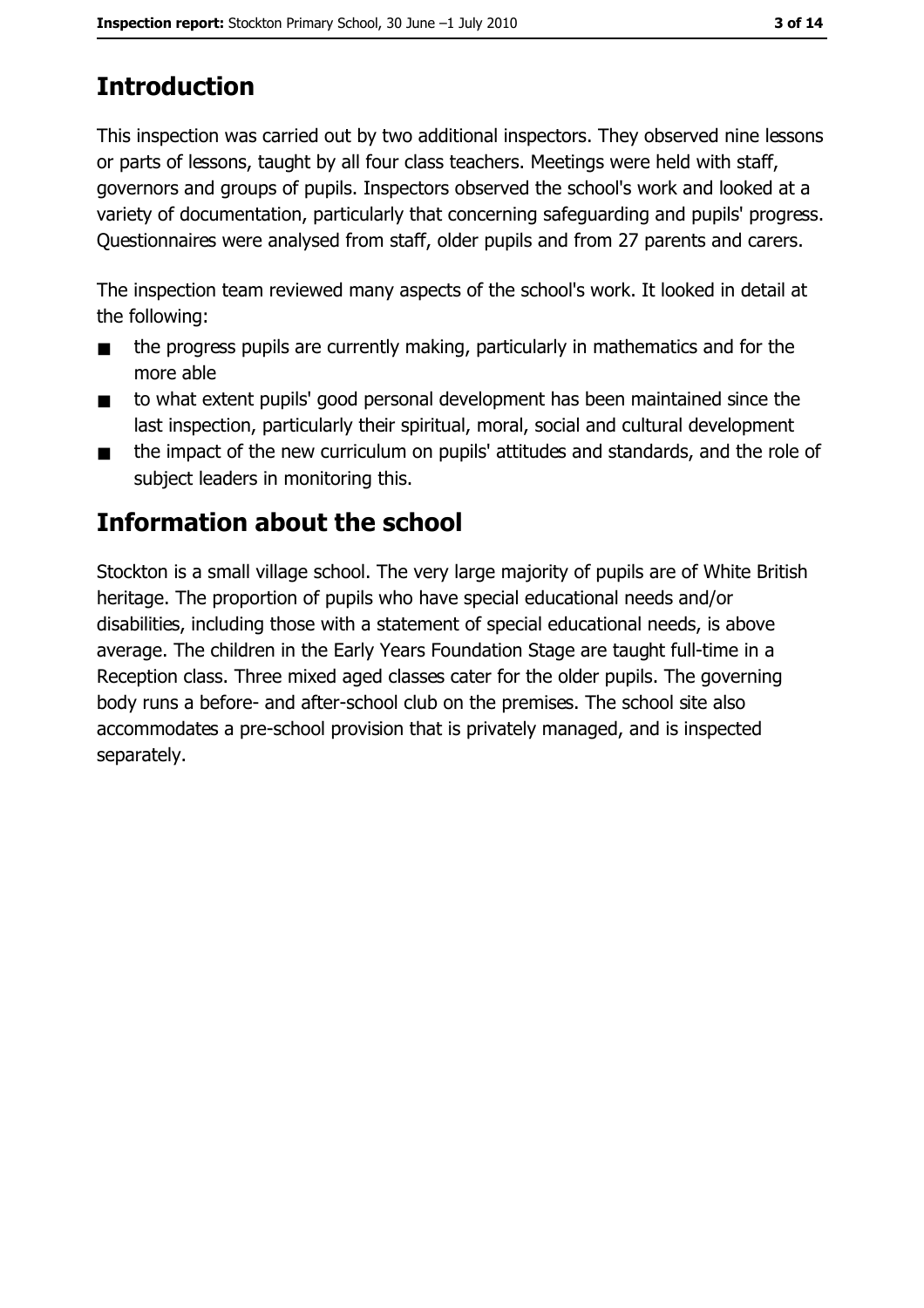## Introduction

This inspection was carried out by two additional inspectors. They observed nine lessons or parts of lessons, taught by all four class teachers. Meetings were held with staff, governors and groups of pupils. Inspectors observed the school's work and looked at a variety of documentation, particularly that concerning safeguarding and pupils' progress. Questionnaires were analysed from staff, older pupils and from 27 parents and carers.

The inspection team reviewed many aspects of the school's work. It looked in detail at the following:

- the progress pupils are currently making, particularly in mathematics and for the more able
- to what extent pupils' good personal development has been maintained since the last inspection, particularly their spiritual, moral, social and cultural development
- the impact of the new curriculum on pupils' attitudes and standards, and the role of subject leaders in monitoring this.

## Information about the school

Stockton is a small village school. The very large majority of pupils are of White British heritage. The proportion of pupils who have special educational needs and/or disabilities, including those with a statement of special educational needs, is above average. The children in the Early Years Foundation Stage are taught full-time in a Reception class. Three mixed aged classes cater for the older pupils. The governing body runs a before- and after-school club on the premises. The school site also accommodates a pre-school provision that is privately managed, and is inspected separately.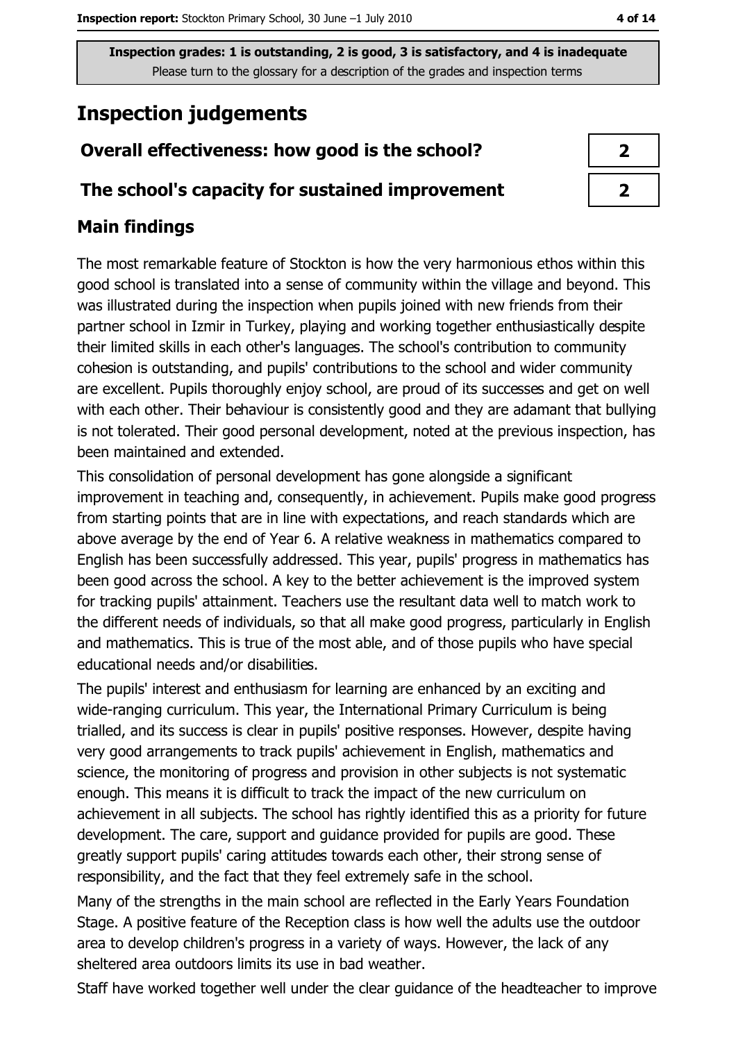**Inspection grades: 1 is outstanding, 2 is good, 3 is satisfactory, and 4 is inadequate**
Please turn to the glossary for a description of the grades and inspection terms

# Inspection judgements

| Overall effectiveness: how good is the school? | 2 |
|---|---|
| The school's capacity for sustained improvement | 2 |

## Main findings

The most remarkable feature of Stockton is how the very harmonious ethos within this good school is translated into a sense of community within the village and beyond. This was illustrated during the inspection when pupils joined with new friends from their partner school in Izmir in Turkey, playing and working together enthusiastically despite their limited skills in each other's languages. The school's contribution to community cohesion is outstanding, and pupils' contributions to the school and wider community are excellent. Pupils thoroughly enjoy school, are proud of its successes and get on well with each other. Their behaviour is consistently good and they are adamant that bullying is not tolerated. Their good personal development, noted at the previous inspection, has been maintained and extended.

This consolidation of personal development has gone alongside a significant improvement in teaching and, consequently, in achievement. Pupils make good progress from starting points that are in line with expectations, and reach standards which are above average by the end of Year 6. A relative weakness in mathematics compared to English has been successfully addressed. This year, pupils' progress in mathematics has been good across the school. A key to the better achievement is the improved system for tracking pupils' attainment. Teachers use the resultant data well to match work to the different needs of individuals, so that all make good progress, particularly in English and mathematics. This is true of the most able, and of those pupils who have special educational needs and/or disabilities.

The pupils' interest and enthusiasm for learning are enhanced by an exciting and wide-ranging curriculum. This year, the International Primary Curriculum is being trialled, and its success is clear in pupils' positive responses. However, despite having very good arrangements to track pupils' achievement in English, mathematics and science, the monitoring of progress and provision in other subjects is not systematic enough. This means it is difficult to track the impact of the new curriculum on achievement in all subjects. The school has rightly identified this as a priority for future development. The care, support and guidance provided for pupils are good. These greatly support pupils' caring attitudes towards each other, their strong sense of responsibility, and the fact that they feel extremely safe in the school.

Many of the strengths in the main school are reflected in the Early Years Foundation Stage. A positive feature of the Reception class is how well the adults use the outdoor area to develop children's progress in a variety of ways. However, the lack of any sheltered area outdoors limits its use in bad weather.

Staff have worked together well under the clear guidance of the headteacher to improve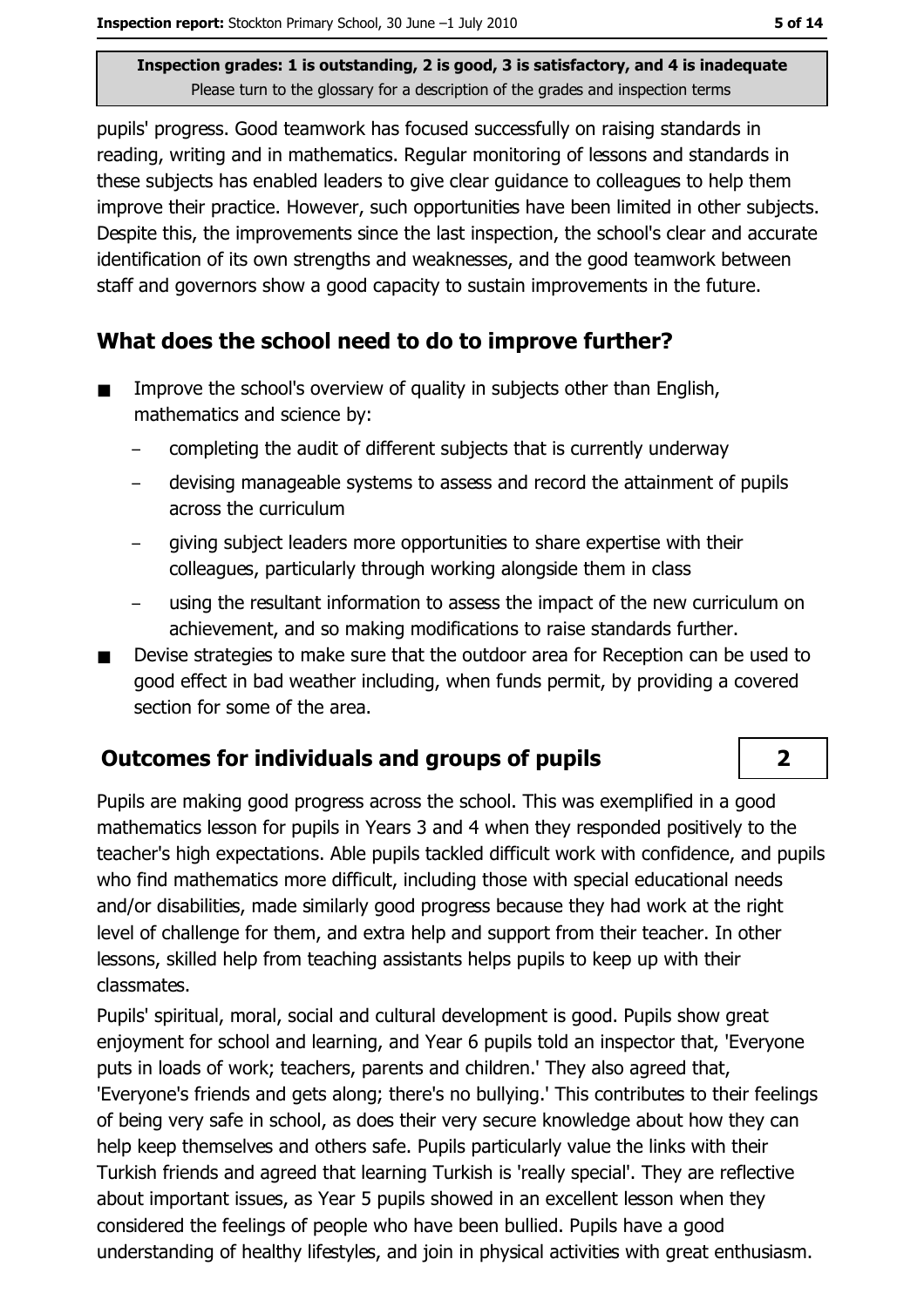pupils' progress. Good teamwork has focused successfully on raising standards in reading, writing and in mathematics. Regular monitoring of lessons and standards in these subjects has enabled leaders to give clear guidance to colleagues to help them improve their practice. However, such opportunities have been limited in other subjects. Despite this, the improvements since the last inspection, the school's clear and accurate identification of its own strengths and weaknesses, and the good teamwork between staff and governors show a good capacity to sustain improvements in the future.

## What does the school need to do to improve further?

- Improve the school's overview of quality in subjects other than English, mathematics and science by:
  - completing the audit of different subjects that is currently underway
  - devising manageable systems to assess and record the attainment of pupils across the curriculum
  - giving subject leaders more opportunities to share expertise with their colleagues, particularly through working alongside them in class
  - using the resultant information to assess the impact of the new curriculum on achievement, and so making modifications to raise standards further.
- Devise strategies to make sure that the outdoor area for Reception can be used to good effect in bad weather including, when funds permit, by providing a covered section for some of the area.

## Outcomes for individuals and groups of pupils

**2**

Pupils are making good progress across the school. This was exemplified in a good mathematics lesson for pupils in Years 3 and 4 when they responded positively to the teacher's high expectations. Able pupils tackled difficult work with confidence, and pupils who find mathematics more difficult, including those with special educational needs and/or disabilities, made similarly good progress because they had work at the right level of challenge for them, and extra help and support from their teacher. In other lessons, skilled help from teaching assistants helps pupils to keep up with their classmates.

Pupils' spiritual, moral, social and cultural development is good. Pupils show great enjoyment for school and learning, and Year 6 pupils told an inspector that, 'Everyone puts in loads of work; teachers, parents and children.' They also agreed that, 'Everyone's friends and gets along; there's no bullying.' This contributes to their feelings of being very safe in school, as does their very secure knowledge about how they can help keep themselves and others safe. Pupils particularly value the links with their Turkish friends and agreed that learning Turkish is 'really special'. They are reflective about important issues, as Year 5 pupils showed in an excellent lesson when they considered the feelings of people who have been bullied. Pupils have a good understanding of healthy lifestyles, and join in physical activities with great enthusiasm.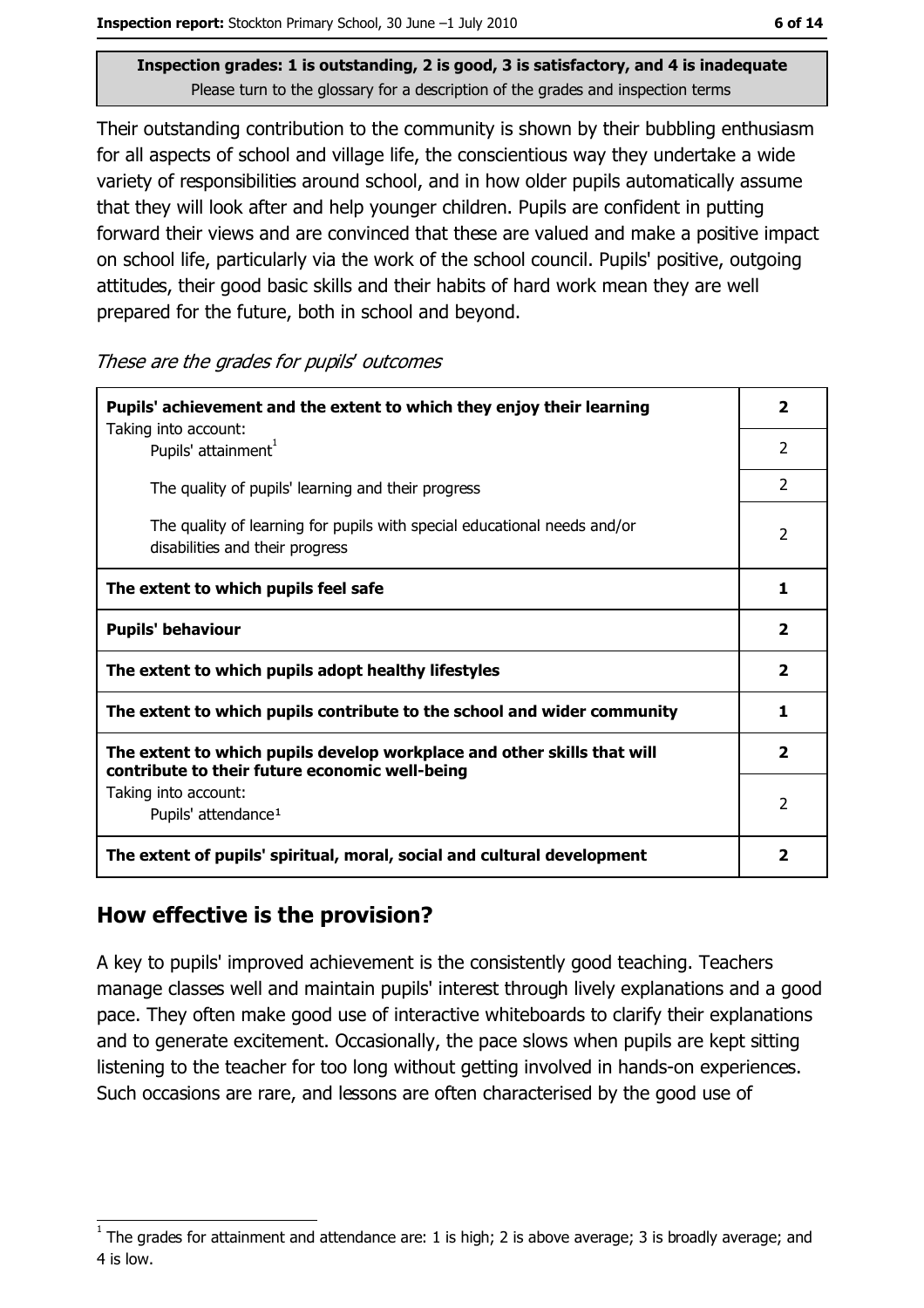Inspection grades: 1 is outstanding, 2 is good, 3 is satisfactory, and 4 is inadequate
Please turn to the glossary for a description of the grades and inspection terms

Their outstanding contribution to the community is shown by their bubbling enthusiasm for all aspects of school and village life, the conscientious way they undertake a wide variety of responsibilities around school, and in how older pupils automatically assume that they will look after and help younger children. Pupils are confident in putting forward their views and are convinced that these are valued and make a positive impact on school life, particularly via the work of the school council. Pupils' positive, outgoing attitudes, their good basic skills and their habits of hard work mean they are well prepared for the future, both in school and beyond.

*These are the grades for pupils' outcomes*

| | |
|---|---|
| **Pupils' achievement and the extent to which they enjoy their learning** | **2** |
| Taking into account: Pupils' attainment[1] | 2 |
| The quality of pupils' learning and their progress | 2 |
| The quality of learning for pupils with special educational needs and/or disabilities and their progress | 2 |
| **The extent to which pupils feel safe** | **1** |
| **Pupils' behaviour** | **2** |
| **The extent to which pupils adopt healthy lifestyles** | **2** |
| **The extent to which pupils contribute to the school and wider community** | **1** |
| **The extent to which pupils develop workplace and other skills that will contribute to their future economic well-being** | **2** |
| Taking into account: Pupils' attendance[1] | 2 |
| **The extent of pupils' spiritual, moral, social and cultural development** | **2** |

## How effective is the provision?

A key to pupils' improved achievement is the consistently good teaching. Teachers manage classes well and maintain pupils' interest through lively explanations and a good pace. They often make good use of interactive whiteboards to clarify their explanations and to generate excitement. Occasionally, the pace slows when pupils are kept sitting listening to the teacher for too long without getting involved in hands-on experiences. Such occasions are rare, and lessons are often characterised by the good use of

[1] The grades for attainment and attendance are: 1 is high; 2 is above average; 3 is broadly average; and 4 is low.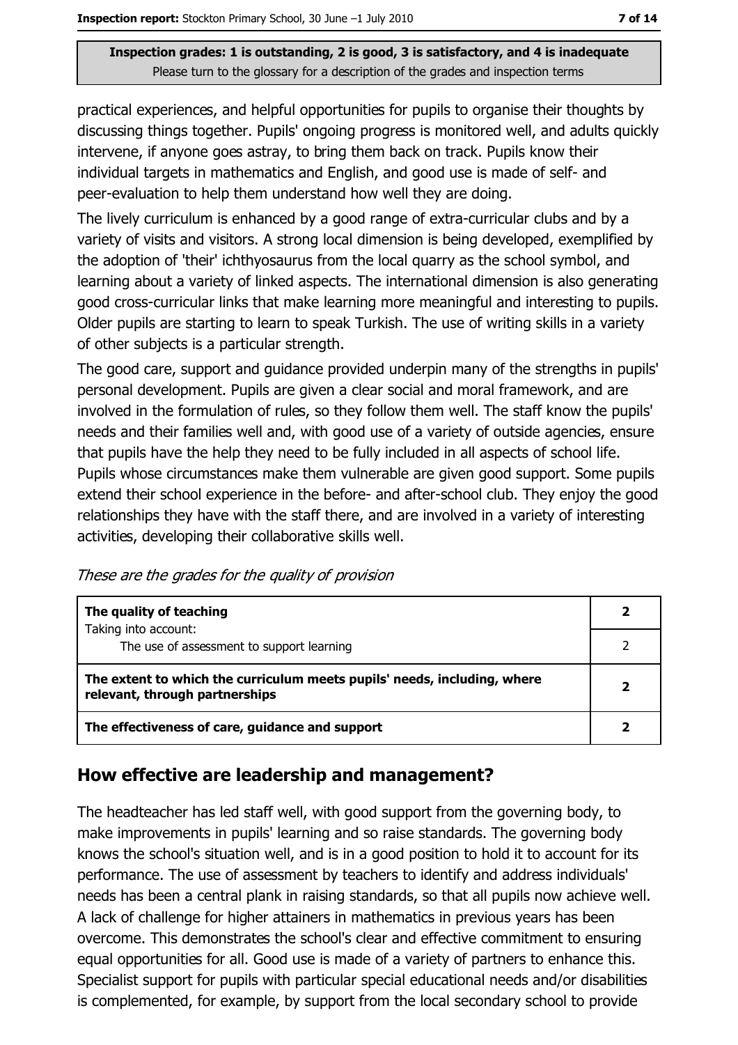**Inspection grades: 1 is outstanding, 2 is good, 3 is satisfactory, and 4 is inadequate**
Please turn to the glossary for a description of the grades and inspection terms

practical experiences, and helpful opportunities for pupils to organise their thoughts by discussing things together. Pupils' ongoing progress is monitored well, and adults quickly intervene, if anyone goes astray, to bring them back on track. Pupils know their individual targets in mathematics and English, and good use is made of self- and peer-evaluation to help them understand how well they are doing.

The lively curriculum is enhanced by a good range of extra-curricular clubs and by a variety of visits and visitors. A strong local dimension is being developed, exemplified by the adoption of 'their' ichthyosaurus from the local quarry as the school symbol, and learning about a variety of linked aspects. The international dimension is also generating good cross-curricular links that make learning more meaningful and interesting to pupils. Older pupils are starting to learn to speak Turkish. The use of writing skills in a variety of other subjects is a particular strength.

The good care, support and guidance provided underpin many of the strengths in pupils' personal development. Pupils are given a clear social and moral framework, and are involved in the formulation of rules, so they follow them well. The staff know the pupils' needs and their families well and, with good use of a variety of outside agencies, ensure that pupils have the help they need to be fully included in all aspects of school life. Pupils whose circumstances make them vulnerable are given good support. Some pupils extend their school experience in the before- and after-school club. They enjoy the good relationships they have with the staff there, and are involved in a variety of interesting activities, developing their collaborative skills well.

*These are the grades for the quality of provision*

| | |
|---|---|
| **The quality of teaching** <br> Taking into account: | **2** |
| The use of assessment to support learning | 2 |
| **The extent to which the curriculum meets pupils' needs, including, where relevant, through partnerships** | **2** |
| **The effectiveness of care, guidance and support** | **2** |

## How effective are leadership and management?

The headteacher has led staff well, with good support from the governing body, to make improvements in pupils' learning and so raise standards. The governing body knows the school's situation well, and is in a good position to hold it to account for its performance. The use of assessment by teachers to identify and address individuals' needs has been a central plank in raising standards, so that all pupils now achieve well. A lack of challenge for higher attainers in mathematics in previous years has been overcome. This demonstrates the school's clear and effective commitment to ensuring equal opportunities for all. Good use is made of a variety of partners to enhance this. Specialist support for pupils with particular special educational needs and/or disabilities is complemented, for example, by support from the local secondary school to provide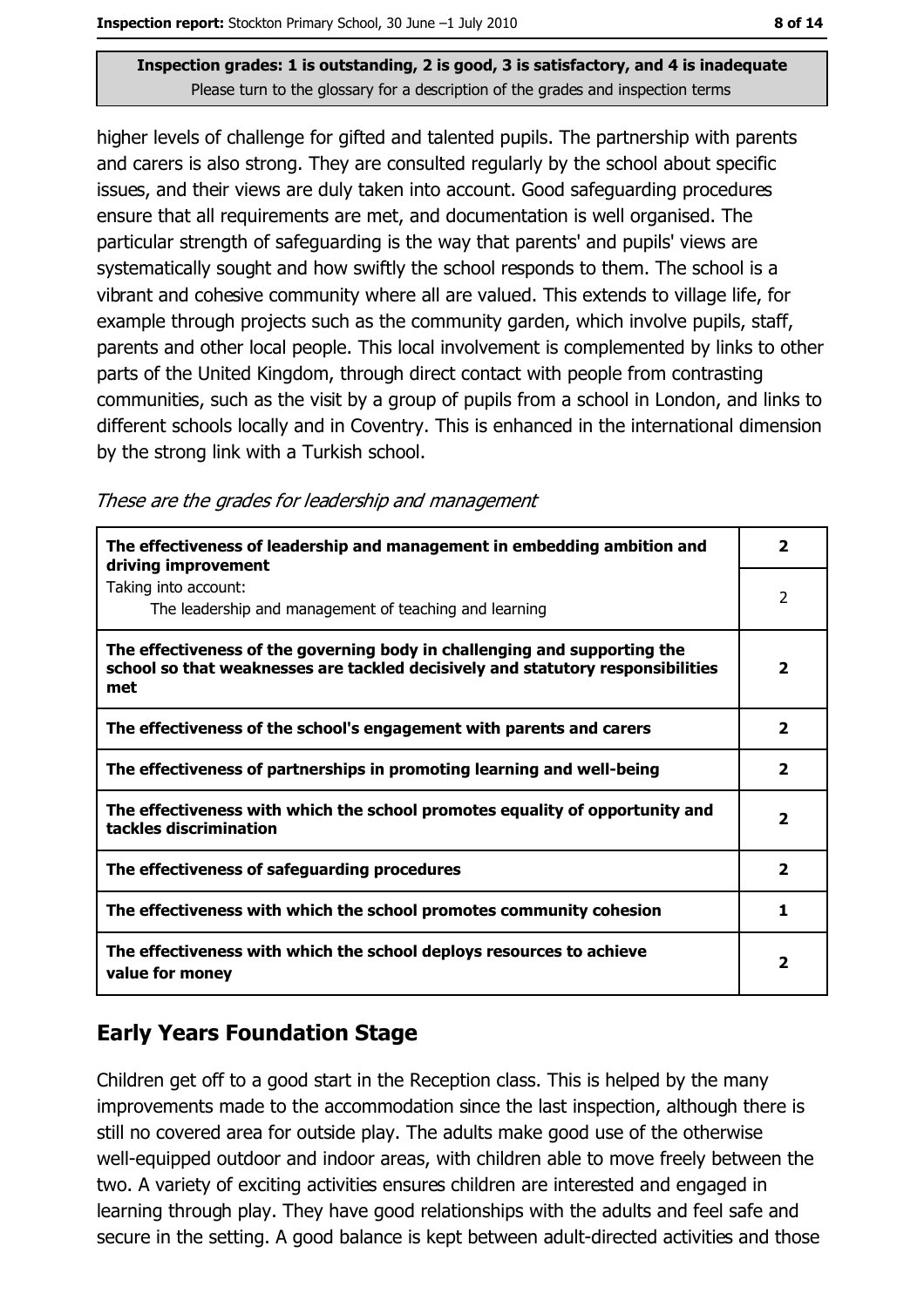**Inspection grades: 1 is outstanding, 2 is good, 3 is satisfactory, and 4 is inadequate**
Please turn to the glossary for a description of the grades and inspection terms

higher levels of challenge for gifted and talented pupils. The partnership with parents and carers is also strong. They are consulted regularly by the school about specific issues, and their views are duly taken into account. Good safeguarding procedures ensure that all requirements are met, and documentation is well organised. The particular strength of safeguarding is the way that parents' and pupils' views are systematically sought and how swiftly the school responds to them. The school is a vibrant and cohesive community where all are valued. This extends to village life, for example through projects such as the community garden, which involve pupils, staff, parents and other local people. This local involvement is complemented by links to other parts of the United Kingdom, through direct contact with people from contrasting communities, such as the visit by a group of pupils from a school in London, and links to different schools locally and in Coventry. This is enhanced in the international dimension by the strong link with a Turkish school.

*These are the grades for leadership and management*

| | |
|---|---|
| **The effectiveness of leadership and management in embedding ambition and driving improvement** | **2** |
| Taking into account: The leadership and management of teaching and learning | 2 |
| **The effectiveness of the governing body in challenging and supporting the school so that weaknesses are tackled decisively and statutory responsibilities met** | **2** |
| **The effectiveness of the school's engagement with parents and carers** | **2** |
| **The effectiveness of partnerships in promoting learning and well-being** | **2** |
| **The effectiveness with which the school promotes equality of opportunity and tackles discrimination** | **2** |
| **The effectiveness of safeguarding procedures** | **2** |
| **The effectiveness with which the school promotes community cohesion** | **1** |
| **The effectiveness with which the school deploys resources to achieve value for money** | **2** |

## Early Years Foundation Stage

Children get off to a good start in the Reception class. This is helped by the many improvements made to the accommodation since the last inspection, although there is still no covered area for outside play. The adults make good use of the otherwise well-equipped outdoor and indoor areas, with children able to move freely between the two. A variety of exciting activities ensures children are interested and engaged in learning through play. They have good relationships with the adults and feel safe and secure in the setting. A good balance is kept between adult-directed activities and those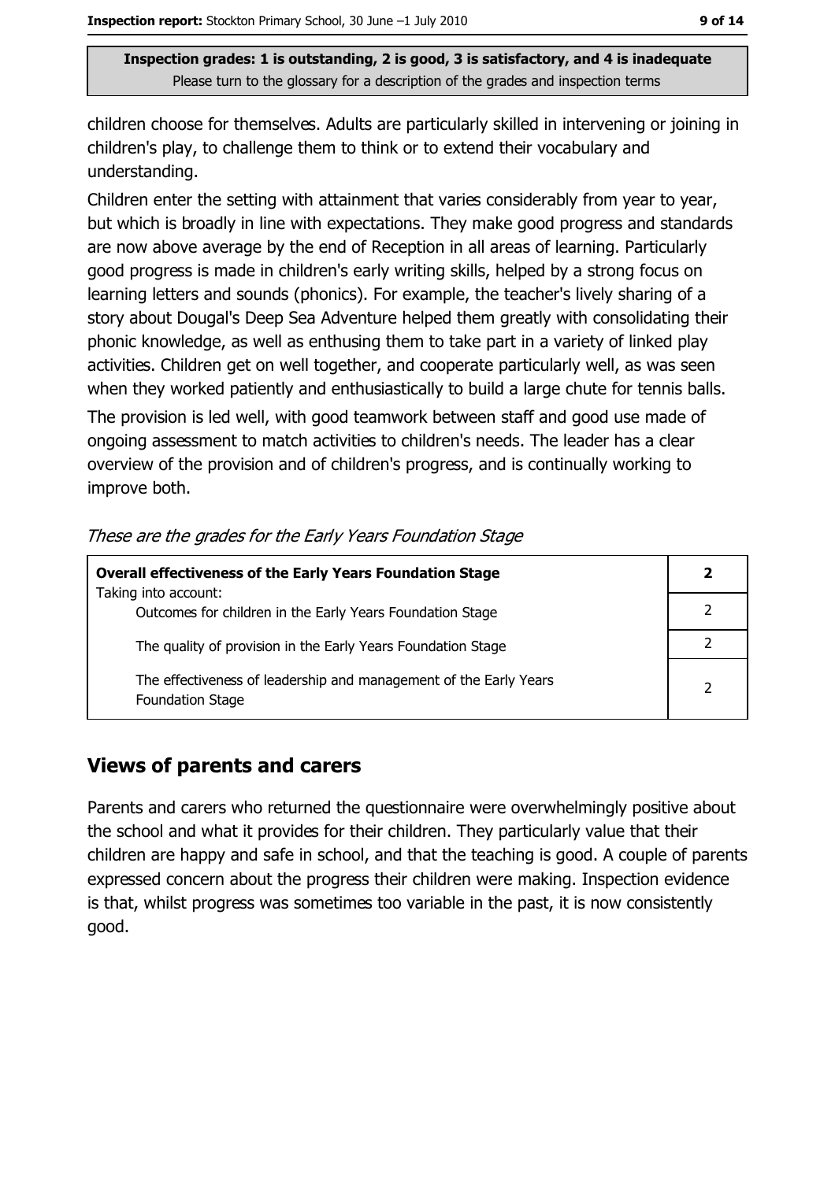children choose for themselves. Adults are particularly skilled in intervening or joining in children's play, to challenge them to think or to extend their vocabulary and understanding.

Children enter the setting with attainment that varies considerably from year to year, but which is broadly in line with expectations. They make good progress and standards are now above average by the end of Reception in all areas of learning. Particularly good progress is made in children's early writing skills, helped by a strong focus on learning letters and sounds (phonics). For example, the teacher's lively sharing of a story about Dougal's Deep Sea Adventure helped them greatly with consolidating their phonic knowledge, as well as enthusing them to take part in a variety of linked play activities. Children get on well together, and cooperate particularly well, as was seen when they worked patiently and enthusiastically to build a large chute for tennis balls.

The provision is led well, with good teamwork between staff and good use made of ongoing assessment to match activities to children's needs. The leader has a clear overview of the provision and of children's progress, and is continually working to improve both.

*These are the grades for the Early Years Foundation Stage*

| **Overall effectiveness of the Early Years Foundation Stage** | **2** |
|---|---|
| Taking into account: Outcomes for children in the Early Years Foundation Stage | 2 |
| The quality of provision in the Early Years Foundation Stage | 2 |
| The effectiveness of leadership and management of the Early Years Foundation Stage | 2 |

## Views of parents and carers

Parents and carers who returned the questionnaire were overwhelmingly positive about the school and what it provides for their children. They particularly value that their children are happy and safe in school, and that the teaching is good. A couple of parents expressed concern about the progress their children were making. Inspection evidence is that, whilst progress was sometimes too variable in the past, it is now consistently good.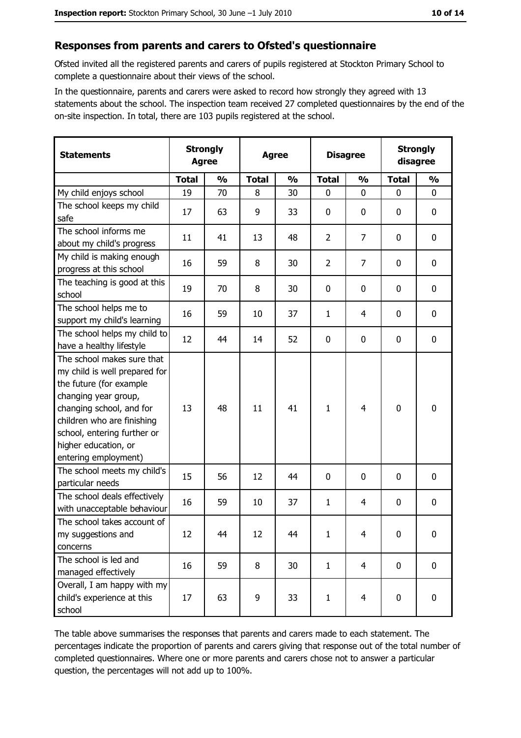## Responses from parents and carers to Ofsted's questionnaire

Ofsted invited all the registered parents and carers of pupils registered at Stockton Primary School to complete a questionnaire about their views of the school.

In the questionnaire, parents and carers were asked to record how strongly they agreed with 13 statements about the school. The inspection team received 27 completed questionnaires by the end of the on-site inspection. In total, there are 103 pupils registered at the school.

| Statements | Strongly Agree | | Agree | | Disagree | | Strongly disagree | |
|---|---|---|---|---|---|---|---|---|
| | Total | % | Total | % | Total | % | Total | % |
| My child enjoys school | 19 | 70 | 8 | 30 | 0 | 0 | 0 | 0 |
| The school keeps my child safe | 17 | 63 | 9 | 33 | 0 | 0 | 0 | 0 |
| The school informs me about my child's progress | 11 | 41 | 13 | 48 | 2 | 7 | 0 | 0 |
| My child is making enough progress at this school | 16 | 59 | 8 | 30 | 2 | 7 | 0 | 0 |
| The teaching is good at this school | 19 | 70 | 8 | 30 | 0 | 0 | 0 | 0 |
| The school helps me to support my child's learning | 16 | 59 | 10 | 37 | 1 | 4 | 0 | 0 |
| The school helps my child to have a healthy lifestyle | 12 | 44 | 14 | 52 | 0 | 0 | 0 | 0 |
| The school makes sure that my child is well prepared for the future (for example changing year group, changing school, and for children who are finishing school, entering further or higher education, or entering employment) | 13 | 48 | 11 | 41 | 1 | 4 | 0 | 0 |
| The school meets my child's particular needs | 15 | 56 | 12 | 44 | 0 | 0 | 0 | 0 |
| The school deals effectively with unacceptable behaviour | 16 | 59 | 10 | 37 | 1 | 4 | 0 | 0 |
| The school takes account of my suggestions and concerns | 12 | 44 | 12 | 44 | 1 | 4 | 0 | 0 |
| The school is led and managed effectively | 16 | 59 | 8 | 30 | 1 | 4 | 0 | 0 |
| Overall, I am happy with my child's experience at this school | 17 | 63 | 9 | 33 | 1 | 4 | 0 | 0 |

The table above summarises the responses that parents and carers made to each statement. The percentages indicate the proportion of parents and carers giving that response out of the total number of completed questionnaires. Where one or more parents and carers chose not to answer a particular question, the percentages will not add up to 100%.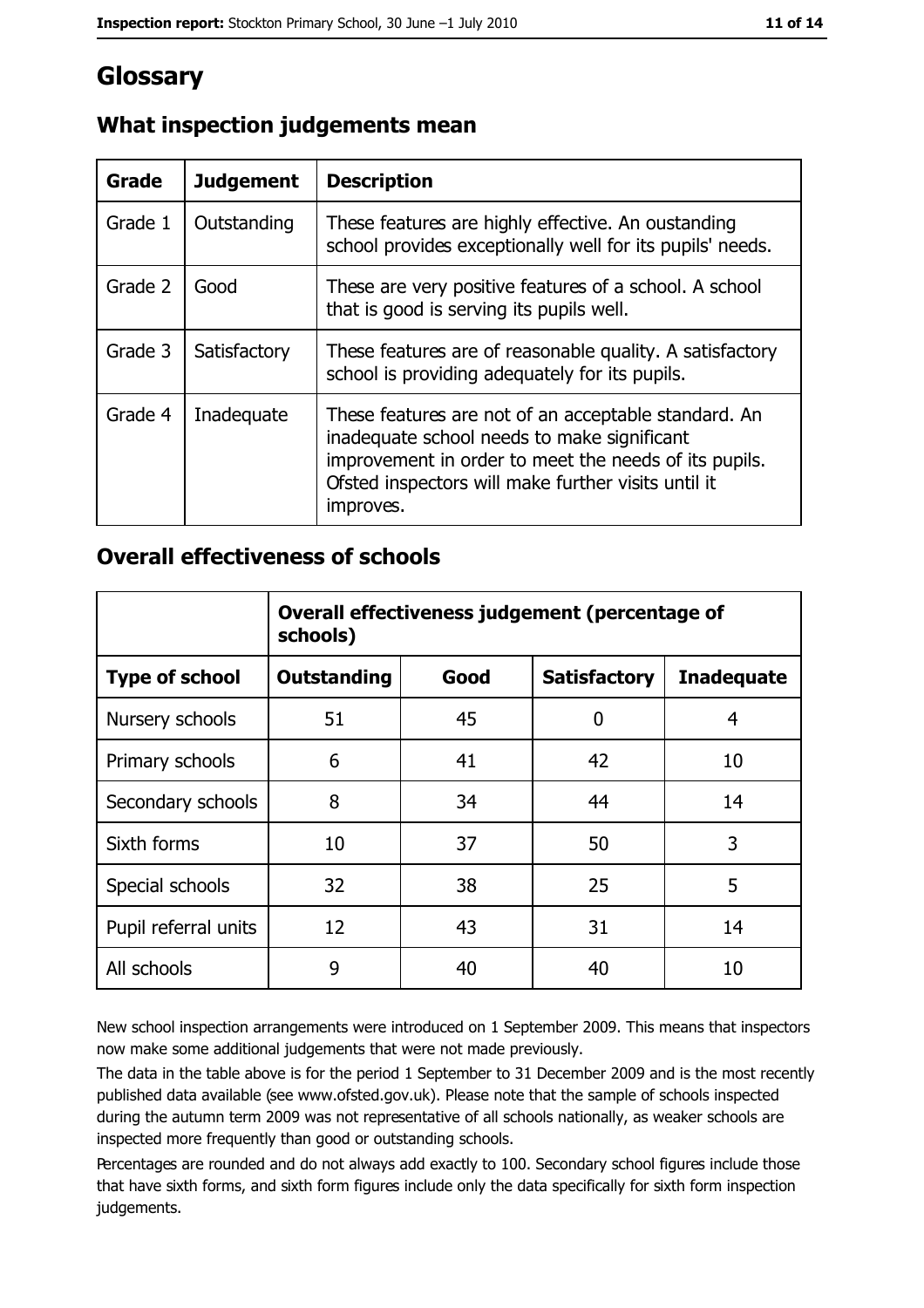# Glossary

## What inspection judgements mean

| Grade | Judgement | Description |
| --- | --- | --- |
| Grade 1 | Outstanding | These features are highly effective. An oustanding school provides exceptionally well for its pupils' needs. |
| Grade 2 | Good | These are very positive features of a school. A school that is good is serving its pupils well. |
| Grade 3 | Satisfactory | These features are of reasonable quality. A satisfactory school is providing adequately for its pupils. |
| Grade 4 | Inadequate | These features are not of an acceptable standard. An inadequate school needs to make significant improvement in order to meet the needs of its pupils. Ofsted inspectors will make further visits until it improves. |

## Overall effectiveness of schools

| | Overall effectiveness judgement (percentage of schools) | | | |
| --- | --- | --- | --- | --- |
| **Type of school** | **Outstanding** | **Good** | **Satisfactory** | **Inadequate** |
| Nursery schools | 51 | 45 | 0 | 4 |
| Primary schools | 6 | 41 | 42 | 10 |
| Secondary schools | 8 | 34 | 44 | 14 |
| Sixth forms | 10 | 37 | 50 | 3 |
| Special schools | 32 | 38 | 25 | 5 |
| Pupil referral units | 12 | 43 | 31 | 14 |
| All schools | 9 | 40 | 40 | 10 |

New school inspection arrangements were introduced on 1 September 2009. This means that inspectors now make some additional judgements that were not made previously.

The data in the table above is for the period 1 September to 31 December 2009 and is the most recently published data available (see www.ofsted.gov.uk). Please note that the sample of schools inspected during the autumn term 2009 was not representative of all schools nationally, as weaker schools are inspected more frequently than good or outstanding schools.

Percentages are rounded and do not always add exactly to 100. Secondary school figures include those that have sixth forms, and sixth form figures include only the data specifically for sixth form inspection judgements.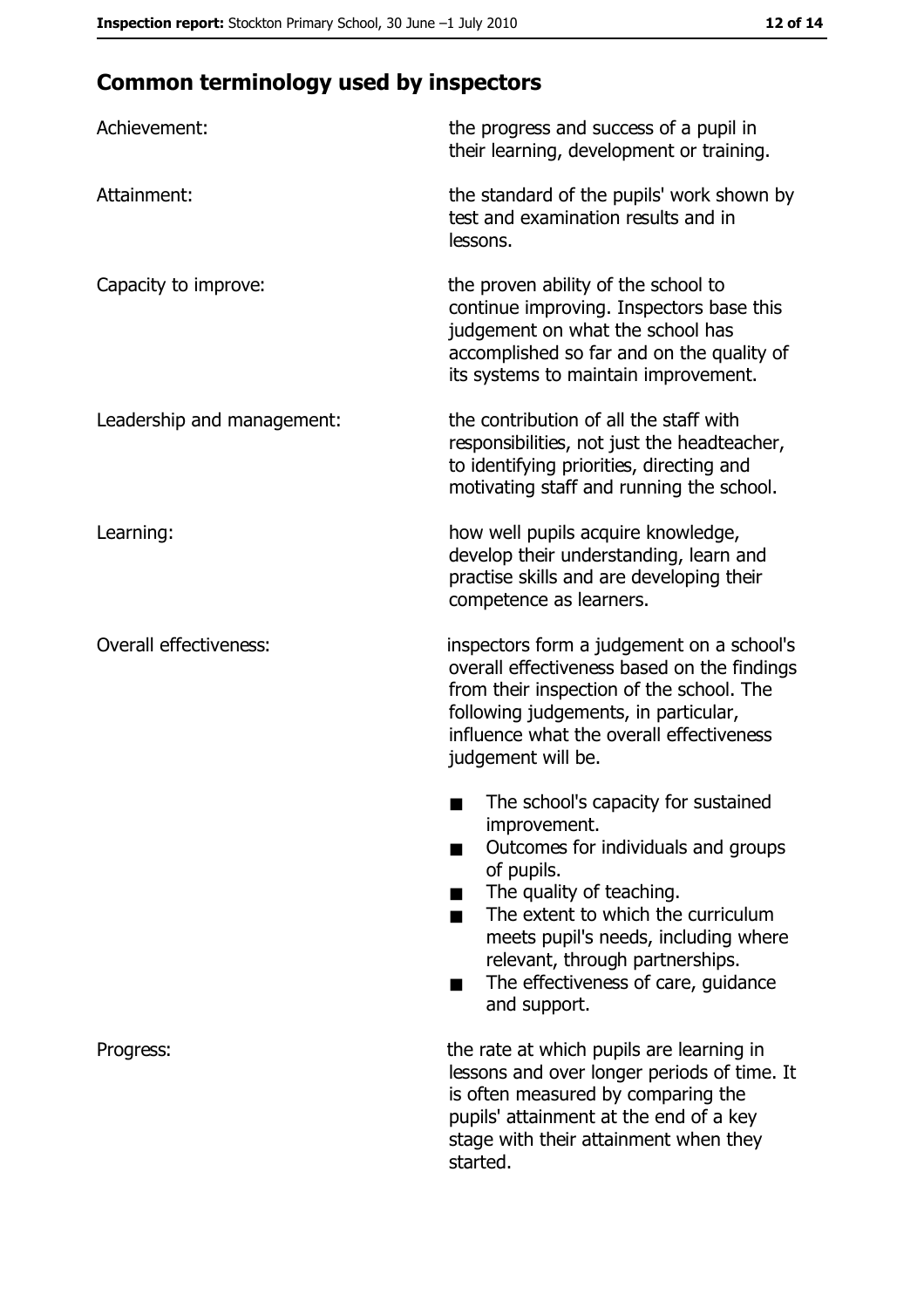## Common terminology used by inspectors

| | |
|---|---|
| Achievement: | the progress and success of a pupil in their learning, development or training. |
| Attainment: | the standard of the pupils' work shown by test and examination results and in lessons. |
| Capacity to improve: | the proven ability of the school to continue improving. Inspectors base this judgement on what the school has accomplished so far and on the quality of its systems to maintain improvement. |
| Leadership and management: | the contribution of all the staff with responsibilities, not just the headteacher, to identifying priorities, directing and motivating staff and running the school. |
| Learning: | how well pupils acquire knowledge, develop their understanding, learn and practise skills and are developing their competence as learners. |
| Overall effectiveness: | inspectors form a judgement on a school's overall effectiveness based on the findings from their inspection of the school. The following judgements, in particular, influence what the overall effectiveness judgement will be.<br>■ The school's capacity for sustained improvement.<br>■ Outcomes for individuals and groups of pupils.<br>■ The quality of teaching.<br>■ The extent to which the curriculum meets pupil's needs, including where relevant, through partnerships.<br>■ The effectiveness of care, guidance and support. |
| Progress: | the rate at which pupils are learning in lessons and over longer periods of time. It is often measured by comparing the pupils' attainment at the end of a key stage with their attainment when they started. |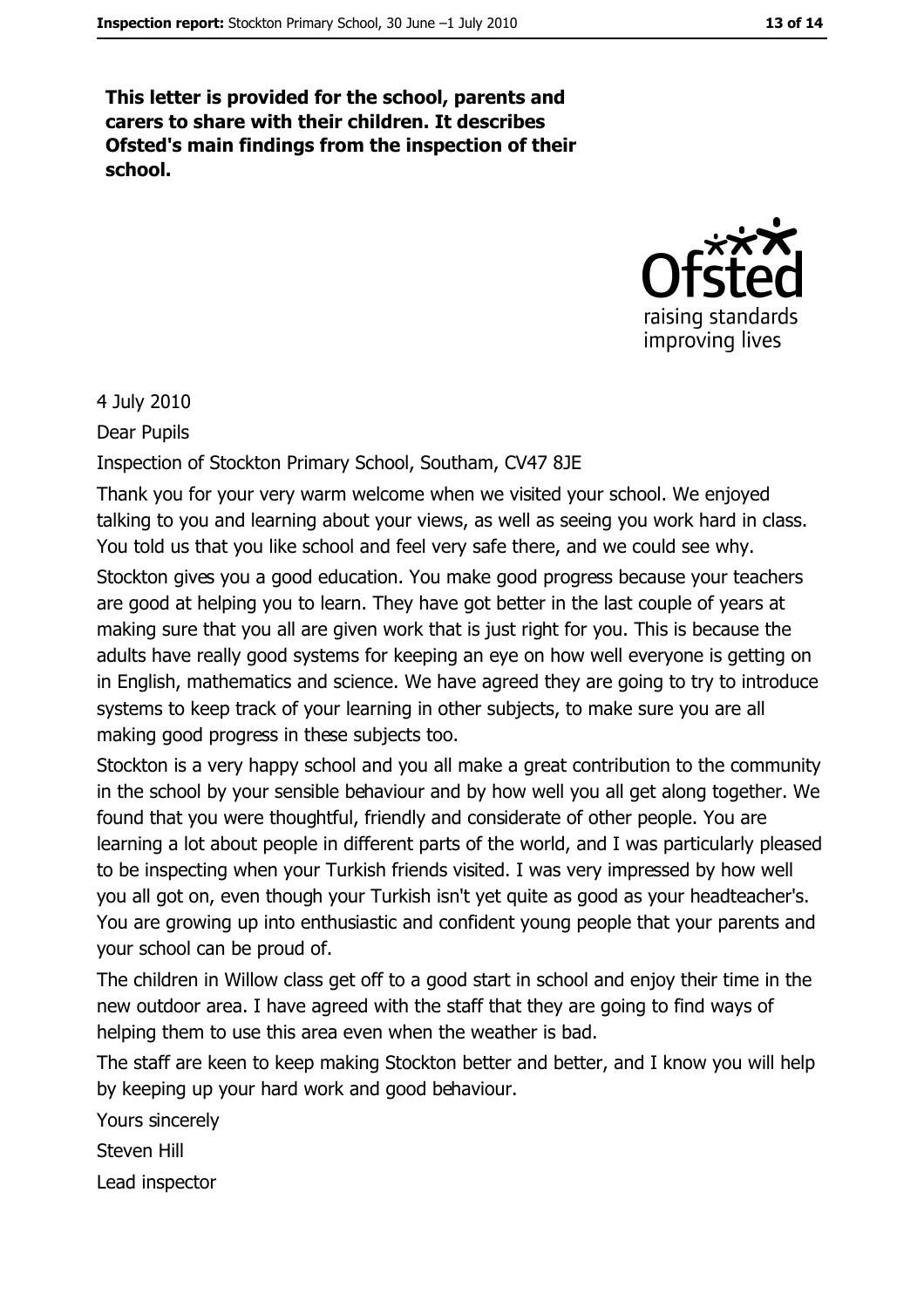**This letter is provided for the school, parents and carers to share with their children. It describes Ofsted's main findings from the inspection of their school.**

4 July 2010

Dear Pupils

Inspection of Stockton Primary School, Southam, CV47 8JE

Thank you for your very warm welcome when we visited your school. We enjoyed talking to you and learning about your views, as well as seeing you work hard in class. You told us that you like school and feel very safe there, and we could see why.

Stockton gives you a good education. You make good progress because your teachers are good at helping you to learn. They have got better in the last couple of years at making sure that you all are given work that is just right for you. This is because the adults have really good systems for keeping an eye on how well everyone is getting on in English, mathematics and science. We have agreed they are going to try to introduce systems to keep track of your learning in other subjects, to make sure you are all making good progress in these subjects too.

Stockton is a very happy school and you all make a great contribution to the community in the school by your sensible behaviour and by how well you all get along together. We found that you were thoughtful, friendly and considerate of other people. You are learning a lot about people in different parts of the world, and I was particularly pleased to be inspecting when your Turkish friends visited. I was very impressed by how well you all got on, even though your Turkish isn't yet quite as good as your headteacher's. You are growing up into enthusiastic and confident young people that your parents and your school can be proud of.

The children in Willow class get off to a good start in school and enjoy their time in the new outdoor area. I have agreed with the staff that they are going to find ways of helping them to use this area even when the weather is bad.

The staff are keen to keep making Stockton better and better, and I know you will help by keeping up your hard work and good behaviour.

Yours sincerely

Steven Hill

Lead inspector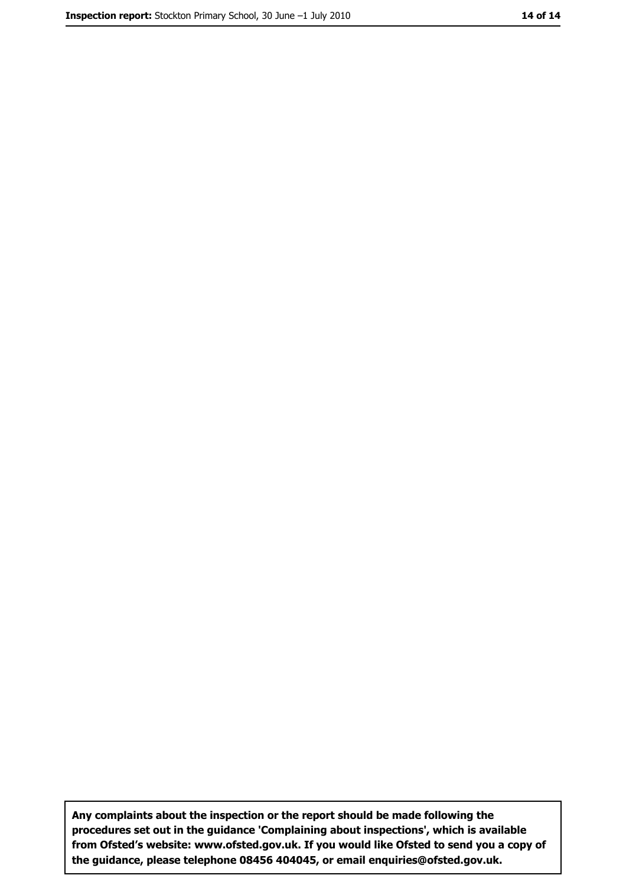**Any complaints about the inspection or the report should be made following the procedures set out in the guidance 'Complaining about inspections', which is available from Ofsted's website: www.ofsted.gov.uk. If you would like Ofsted to send you a copy of the guidance, please telephone 08456 404045, or email enquiries@ofsted.gov.uk.**